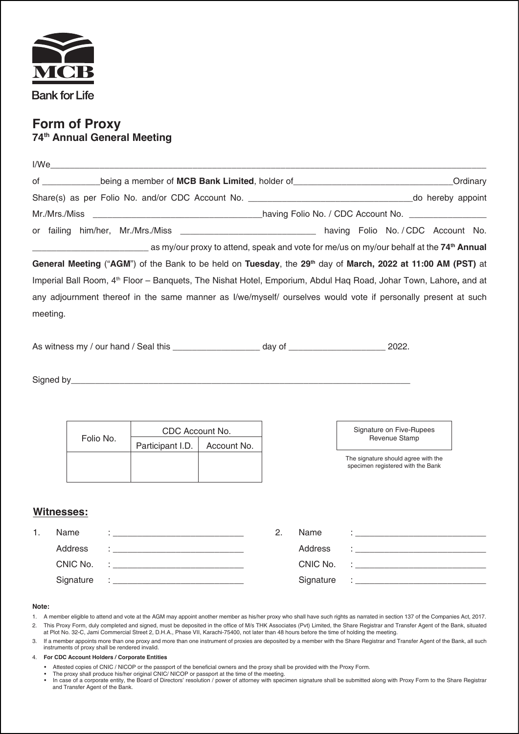MCB

Bank for Life

# Form of Proxy
## 74th Annual General Meeting

I/We_______________________________________________________________________________

of ____________being a member of **MCB Bank Limited**, holder of________________________________Ordinary Share(s) as per Folio No. and/or CDC Account No. __________________________________do hereby appoint Mr./Mrs./Miss ___________________________________having Folio No. / CDC Account No. ________________ or failing him/her, Mr./Mrs./Miss ___________________________ having Folio No. / CDC Account No. ________________________ as my/our proxy to attend, speak and vote for me/us on my/our behalf at the **74th Annual General Meeting** ("**AGM**") of the Bank to be held on **Tuesday**, the **29th** day of **March, 2022 at 11:00 AM (PST)** at Imperial Ball Room, 4th Floor – Banquets, The Nishat Hotel, Emporium, Abdul Haq Road, Johar Town, Lahore**,** and at any adjournment thereof in the same manner as I/we/myself/ ourselves would vote if personally present at such meeting.

As witness my / our hand / Seal this _________________ day of ___________________ 2022.

Signed by_________________________________________________________________________

| Folio No. | CDC Account No. | |
|---|---|---|
| | Participant I.D. | Account No. |
| | | |

Signature on Five-Rupees Revenue Stamp

The signature should agree with the specimen registered with the Bank

**Witnesses:**

1. Name : ___________________________
   Address : ___________________________
   CNIC No. : ___________________________
   Signature : ___________________________

2. Name : ___________________________
   Address : ___________________________
   CNIC No. : ___________________________
   Signature : ___________________________

**Note:**

1. A member eligible to attend and vote at the AGM may appoint another member as his/her proxy who shall have such rights as narrated in section 137 of the Companies Act, 2017.
2. This Proxy Form, duly completed and signed, must be deposited in the office of M/s THK Associates (Pvt) Limited, the Share Registrar and Transfer Agent of the Bank, situated at Plot No. 32-C, Jami Commercial Street 2, D.H.A., Phase VII, Karachi-75400, not later than 48 hours before the time of holding the meeting.
3. If a member appoints more than one proxy and more than one instrument of proxies are deposited by a member with the Share Registrar and Transfer Agent of the Bank, all such instruments of proxy shall be rendered invalid.
4. **For CDC Account Holders / Corporate Entities**
   - Attested copies of CNIC / NICOP or the passport of the beneficial owners and the proxy shall be provided with the Proxy Form.
   - The proxy shall produce his/her original CNIC/ NICOP or passport at the time of the meeting.
   - In case of a corporate entity, the Board of Directors' resolution / power of attorney with specimen signature shall be submitted along with Proxy Form to the Share Registrar and Transfer Agent of the Bank.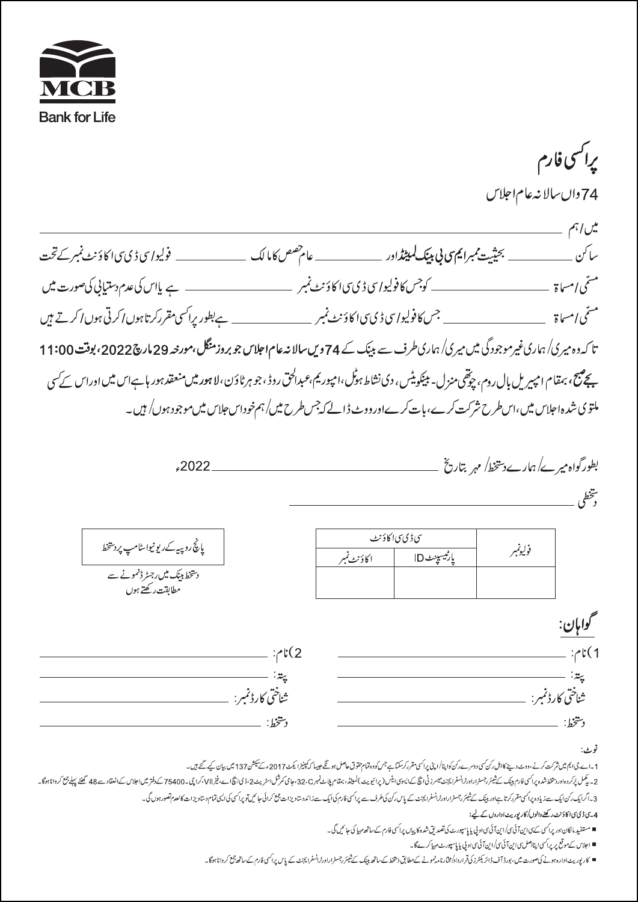MCB

Bank for Life

# پراکسی فارم

## 74واں سالانہ عام اجلاس

میں/ہم ________________________________________

ساکن ________ بحیثیت ممبر ایم سی بی بینک لمیٹڈ اور ________ عام حصص کا مالک ________ فولیو/سی ڈی سی اکاؤنٹ نمبر کے تحت

مسمّی/مسماۃ ________________ کو جس کا فولیو/سی ڈی سی اکاؤنٹ نمبر ________________ ہے یا اس کی عدم دستیابی کی صورت میں

مسمّی/مسماۃ ________________ جس کا فولیو/سی ڈی سی اکاؤنٹ نمبر ________________ ہے بطور پراکسی مقرر کرتا ہوں/کرتی ہوں/کرتے ہیں

تا کہ وہ میری/ہماری غیر موجودگی میں میری/ہماری طرف سے بینک کے 74ویں سالانہ عام اجلاس جو بروز منگل، مورخہ 29 مارچ 2022، بوقت 11:00 بجے صبح، بمقام امپیریل بال روم، چوتھی منزل - بینکوئیٹس، دی نشاط ہوٹل، امپوریم، عبدالحق روڈ، جوہر ٹاؤن، لاہور میں منعقد ہو رہا ہے اس میں اور اس کے کسی ملتوی شدہ اجلاس میں، اس طرح شرکت کرے، بات کرے اور ووٹ ڈالے کہ جس طرح میں/ہم خود اس جلاس میں موجود ہوں/ہیں۔

بطور گواہ میرے/ہمارے دستخط/مہر بتاریخ ________________________________ 2022ء

دستخطی ________________________________

| فولیو نمبر | سی ڈی سی اکاؤنٹ | |
|---|---|---|
| | پارٹیسپنٹ ID | اکاؤنٹ نمبر |
| | | |

پانچ روپیہ کے ریونیو اسٹامپ پر دستخط

دستخط بینک میں رجسٹرڈ نمونے سے مطابقت رکھتے ہوں

## گواہان:

1) نام: ________________________

پتہ: ________________________

شناختی کارڈ نمبر: ________________________

دستخط: ________________________

2) نام: ________________________

پتہ: ________________________

شناختی کارڈ نمبر: ________________________

دستخط: ________________________

نوٹ:

1۔ اے جی ایم میں شرکت کرنے، ووٹ دینے کا اہل رکن کسی دوسرے رکن کو اپنا/اپنی پراکسی مقرر کر سکتا ہے جس کو وہ تمام حقوق حاصل ہونگے جیسا کہ کمپنیز ایکٹ 2017ء کے سیکشن 137 میں بیان کیے گئے ہیں۔

2۔ یہ مکمل پُر کردہ اور دستخط شدہ پراکسی فارم بینک کے شیئرز رجسٹرار اور ٹرانسفر ایجنٹ میسرز ٹی ایچ کے ایسوسی ایٹس (پرائیویٹ) لمیٹڈ، بمقام پلاٹ نمبر C-32، جامی کمرشل اسٹریٹ 2، ڈی ایچ اے، فیز VII، کراچی - 75400 کے دفتر میں اجلاس کے انعقاد سے 48 گھنٹے پہلے جمع کروانا ہوگا۔

3۔ اگر ایک رکن ایک سے زیادہ پراکسی مقرر کرتا ہے اور بینک کے شیئرز رجسٹرار اور ٹرانسفر ایجنٹ کے پاس رکن کی طرف سے پراکسی فارم کی ایک سے زائد دستاویزات جمع کرائی جائیں تو پراکسی کی ایسی تمام دستاویزات کالعدم تصور ہوں گی۔

4۔ سی ڈی سی اکاؤنٹ رکھنے والوں/کارپوریٹ اداروں کے لیے:

- مستفید مالکان اور پراکسی کے سی این آئی سی/این آئی سی او پی یا پاسپورٹ کی تصدیق شدہ کاپیاں پراکسی فارم کے ساتھ مہیا کی جائیں گی۔
- اجلاس کے موقع پر پراکسی اپنا اصل سی این آئی سی/این آئی سی او پی یا پاسپورٹ مہیا کرے گا۔
- کارپوریٹ ادارہ ہونے کی صورت میں، بورڈ آف ڈائریکٹرز کی قرارداد/مختار نامہ نمونے کے مطابق دستخط کے ساتھ بینک کے شیئرز رجسٹرار اور ٹرانسفر ایجنٹ کے پاس پراکسی فارم کے ساتھ جمع کروانا ہوگا۔